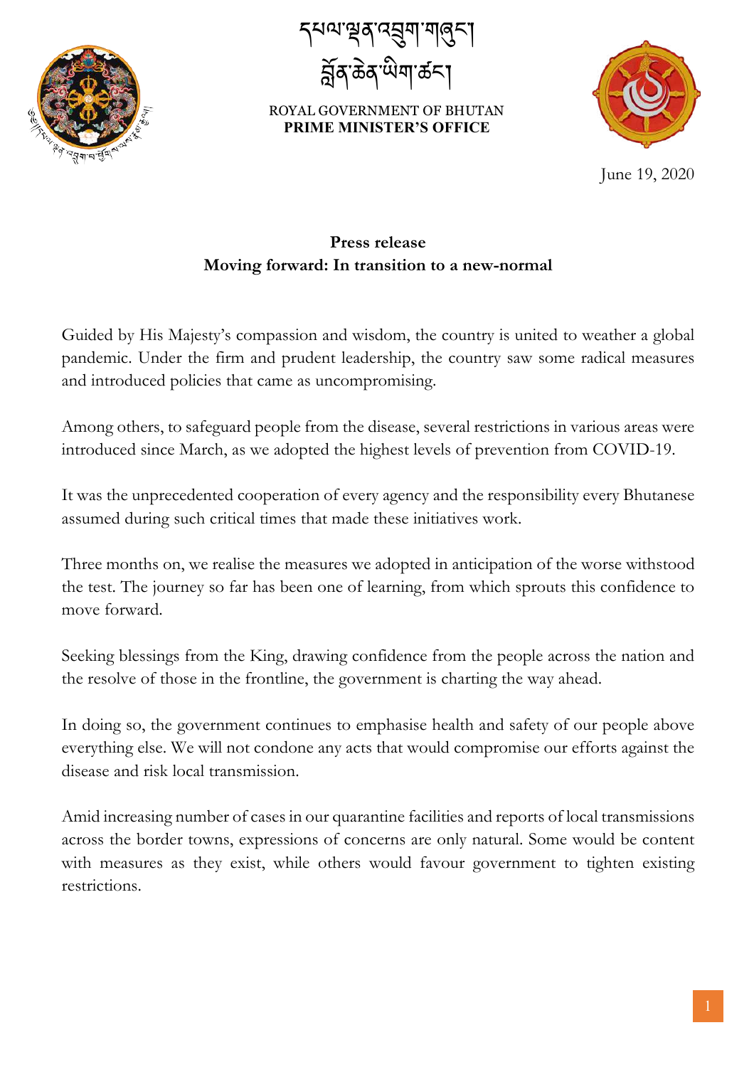དཔལ་ལྡན་འབྲུག་གཞུང་།
བློན་ཆེན་ཡིག་ཚང་།

ROYAL GOVERNMENT OF BHUTAN
**PRIME MINISTER'S OFFICE**

June 19, 2020

**Press release**
**Moving forward: In transition to a new-normal**

Guided by His Majesty's compassion and wisdom, the country is united to weather a global pandemic. Under the firm and prudent leadership, the country saw some radical measures and introduced policies that came as uncompromising.

Among others, to safeguard people from the disease, several restrictions in various areas were introduced since March, as we adopted the highest levels of prevention from COVID-19.

It was the unprecedented cooperation of every agency and the responsibility every Bhutanese assumed during such critical times that made these initiatives work.

Three months on, we realise the measures we adopted in anticipation of the worse withstood the test. The journey so far has been one of learning, from which sprouts this confidence to move forward.

Seeking blessings from the King, drawing confidence from the people across the nation and the resolve of those in the frontline, the government is charting the way ahead.

In doing so, the government continues to emphasise health and safety of our people above everything else. We will not condone any acts that would compromise our efforts against the disease and risk local transmission.

Amid increasing number of cases in our quarantine facilities and reports of local transmissions across the border towns, expressions of concerns are only natural. Some would be content with measures as they exist, while others would favour government to tighten existing restrictions.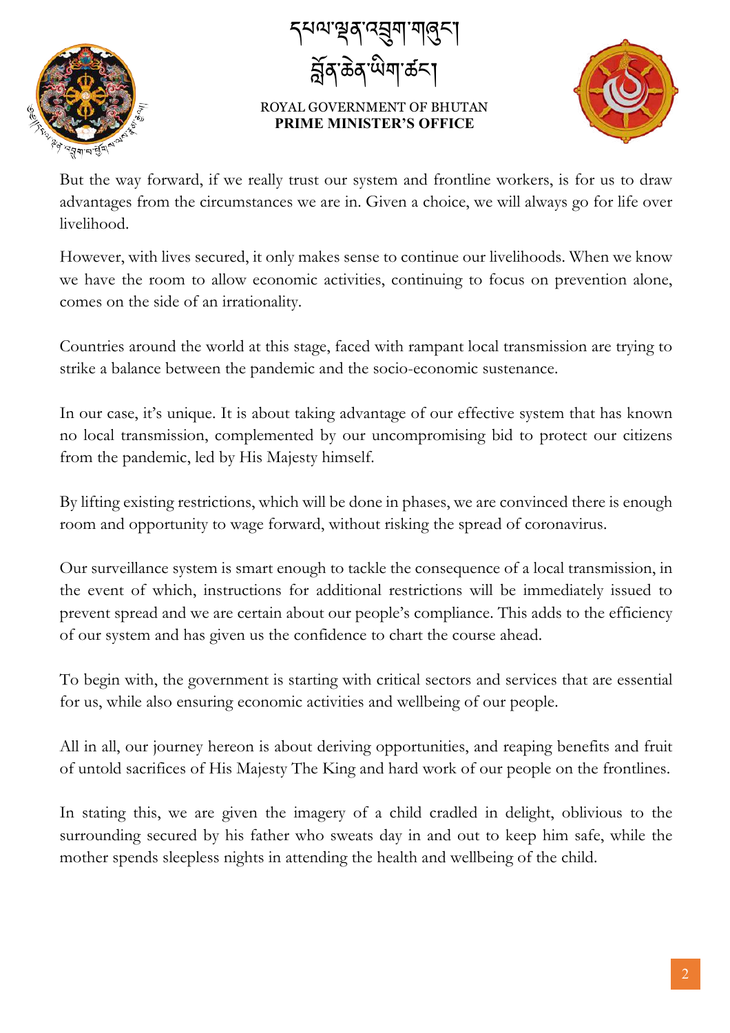But the way forward, if we really trust our system and frontline workers, is for us to draw advantages from the circumstances we are in. Given a choice, we will always go for life over livelihood.

However, with lives secured, it only makes sense to continue our livelihoods. When we know we have the room to allow economic activities, continuing to focus on prevention alone, comes on the side of an irrationality.

Countries around the world at this stage, faced with rampant local transmission are trying to strike a balance between the pandemic and the socio-economic sustenance.

In our case, it's unique. It is about taking advantage of our effective system that has known no local transmission, complemented by our uncompromising bid to protect our citizens from the pandemic, led by His Majesty himself.

By lifting existing restrictions, which will be done in phases, we are convinced there is enough room and opportunity to wage forward, without risking the spread of coronavirus.

Our surveillance system is smart enough to tackle the consequence of a local transmission, in the event of which, instructions for additional restrictions will be immediately issued to prevent spread and we are certain about our people's compliance. This adds to the efficiency of our system and has given us the confidence to chart the course ahead.

To begin with, the government is starting with critical sectors and services that are essential for us, while also ensuring economic activities and wellbeing of our people.

All in all, our journey hereon is about deriving opportunities, and reaping benefits and fruit of untold sacrifices of His Majesty The King and hard work of our people on the frontlines.

In stating this, we are given the imagery of a child cradled in delight, oblivious to the surrounding secured by his father who sweats day in and out to keep him safe, while the mother spends sleepless nights in attending the health and wellbeing of the child.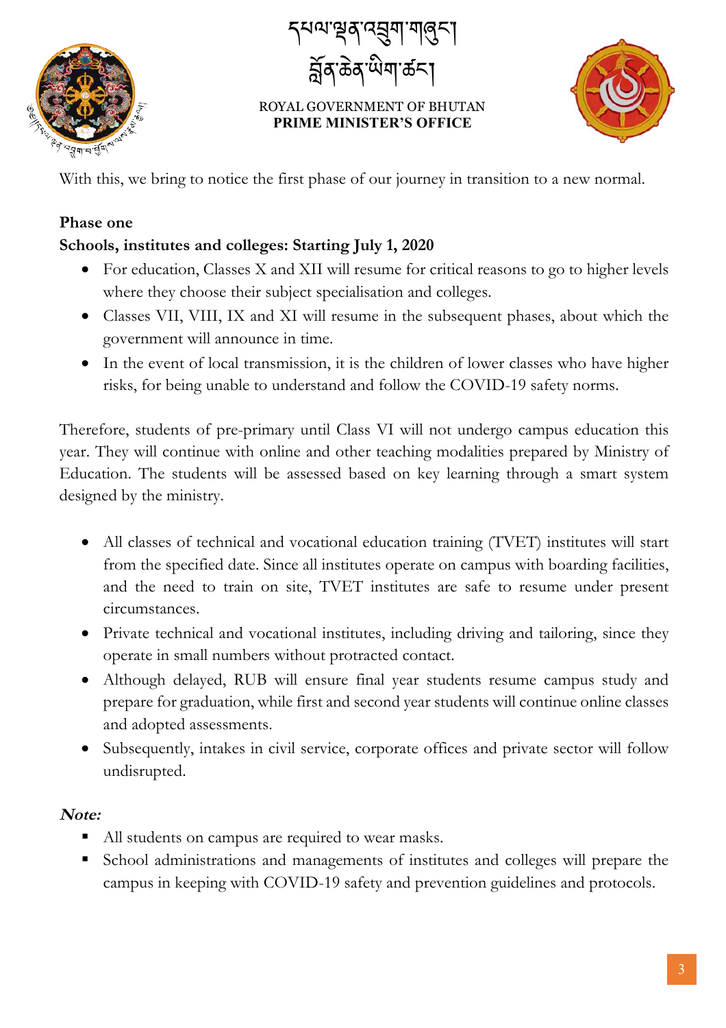With this, we bring to notice the first phase of our journey in transition to a new normal.

**Phase one**

**Schools, institutes and colleges: Starting July 1, 2020**

- For education, Classes X and XII will resume for critical reasons to go to higher levels where they choose their subject specialisation and colleges.
- Classes VII, VIII, IX and XI will resume in the subsequent phases, about which the government will announce in time.
- In the event of local transmission, it is the children of lower classes who have higher risks, for being unable to understand and follow the COVID-19 safety norms.

Therefore, students of pre-primary until Class VI will not undergo campus education this year. They will continue with online and other teaching modalities prepared by Ministry of Education. The students will be assessed based on key learning through a smart system designed by the ministry.

- All classes of technical and vocational education training (TVET) institutes will start from the specified date. Since all institutes operate on campus with boarding facilities, and the need to train on site, TVET institutes are safe to resume under present circumstances.
- Private technical and vocational institutes, including driving and tailoring, since they operate in small numbers without protracted contact.
- Although delayed, RUB will ensure final year students resume campus study and prepare for graduation, while first and second year students will continue online classes and adopted assessments.
- Subsequently, intakes in civil service, corporate offices and private sector will follow undisrupted.

***Note:***

- All students on campus are required to wear masks.
- School administrations and managements of institutes and colleges will prepare the campus in keeping with COVID-19 safety and prevention guidelines and protocols.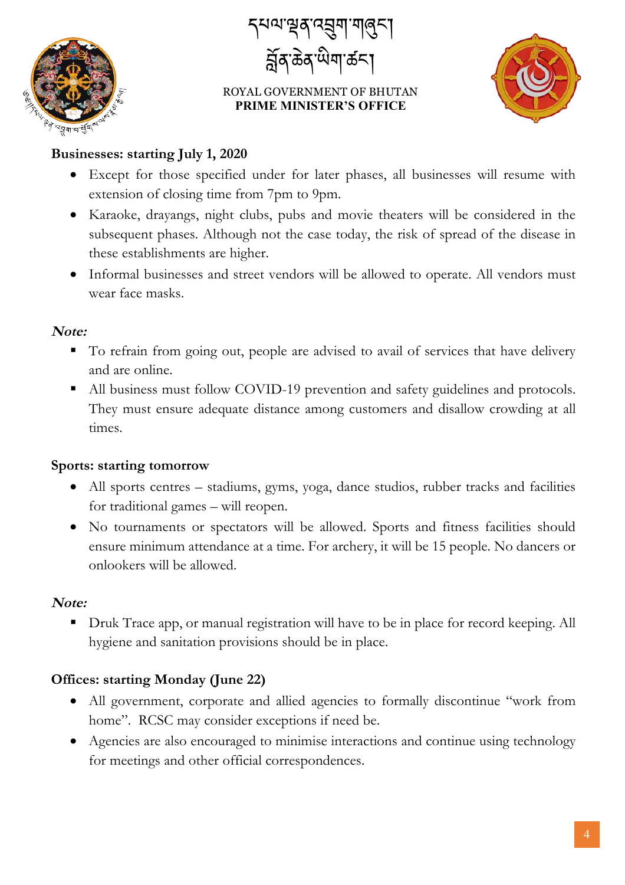**Businesses: starting July 1, 2020**

- Except for those specified under for later phases, all businesses will resume with extension of closing time from 7pm to 9pm.
- Karaoke, drayangs, night clubs, pubs and movie theaters will be considered in the subsequent phases. Although not the case today, the risk of spread of the disease in these establishments are higher.
- Informal businesses and street vendors will be allowed to operate. All vendors must wear face masks.

***Note:***

- To refrain from going out, people are advised to avail of services that have delivery and are online.
- All business must follow COVID-19 prevention and safety guidelines and protocols. They must ensure adequate distance among customers and disallow crowding at all times.

**Sports: starting tomorrow**

- All sports centres – stadiums, gyms, yoga, dance studios, rubber tracks and facilities for traditional games – will reopen.
- No tournaments or spectators will be allowed. Sports and fitness facilities should ensure minimum attendance at a time. For archery, it will be 15 people. No dancers or onlookers will be allowed.

***Note:***

- Druk Trace app, or manual registration will have to be in place for record keeping. All hygiene and sanitation provisions should be in place.

**Offices: starting Monday (June 22)**

- All government, corporate and allied agencies to formally discontinue "work from home". RCSC may consider exceptions if need be.
- Agencies are also encouraged to minimise interactions and continue using technology for meetings and other official correspondences.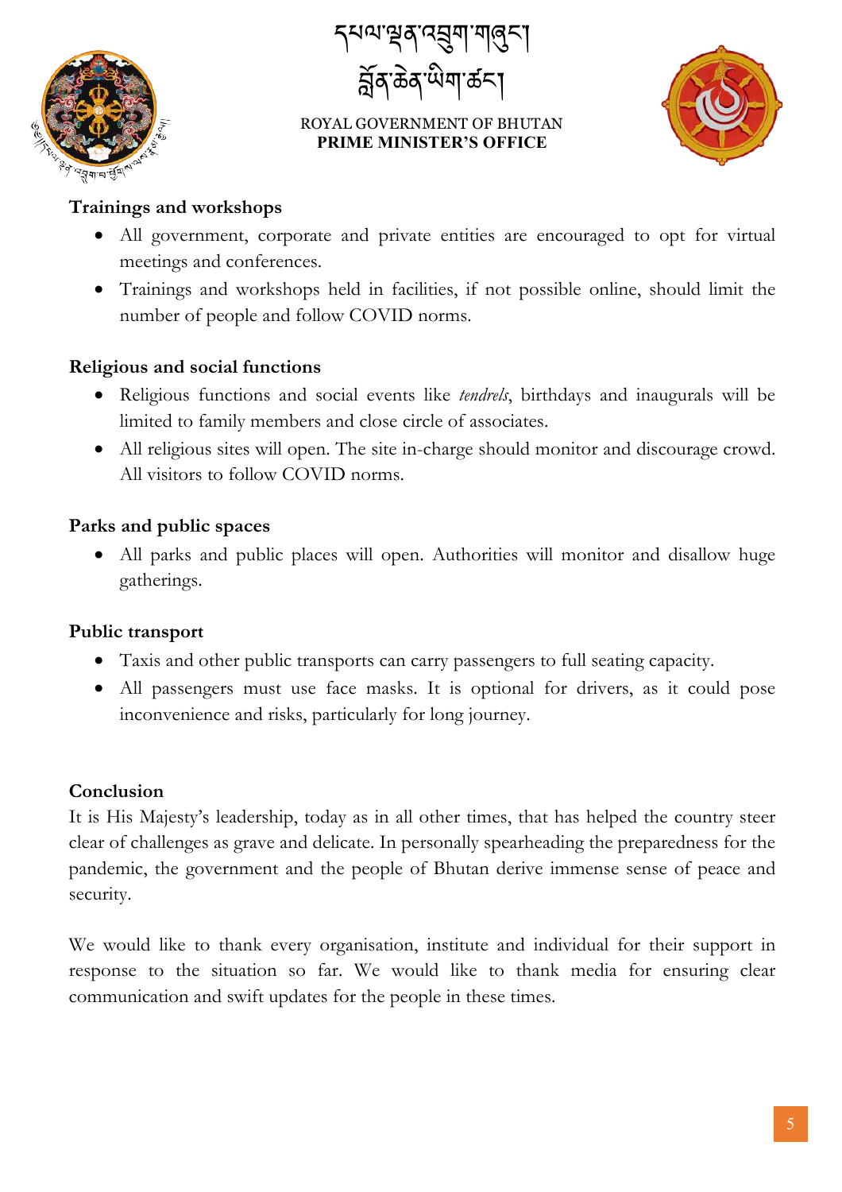### Trainings and workshops

- All government, corporate and private entities are encouraged to opt for virtual meetings and conferences.
- Trainings and workshops held in facilities, if not possible online, should limit the number of people and follow COVID norms.

### Religious and social functions

- Religious functions and social events like *tendrels*, birthdays and inaugurals will be limited to family members and close circle of associates.
- All religious sites will open. The site in-charge should monitor and discourage crowd. All visitors to follow COVID norms.

### Parks and public spaces

- All parks and public places will open. Authorities will monitor and disallow huge gatherings.

### Public transport

- Taxis and other public transports can carry passengers to full seating capacity.
- All passengers must use face masks. It is optional for drivers, as it could pose inconvenience and risks, particularly for long journey.

### Conclusion

It is His Majesty's leadership, today as in all other times, that has helped the country steer clear of challenges as grave and delicate. In personally spearheading the preparedness for the pandemic, the government and the people of Bhutan derive immense sense of peace and security.

We would like to thank every organisation, institute and individual for their support in response to the situation so far. We would like to thank media for ensuring clear communication and swift updates for the people in these times.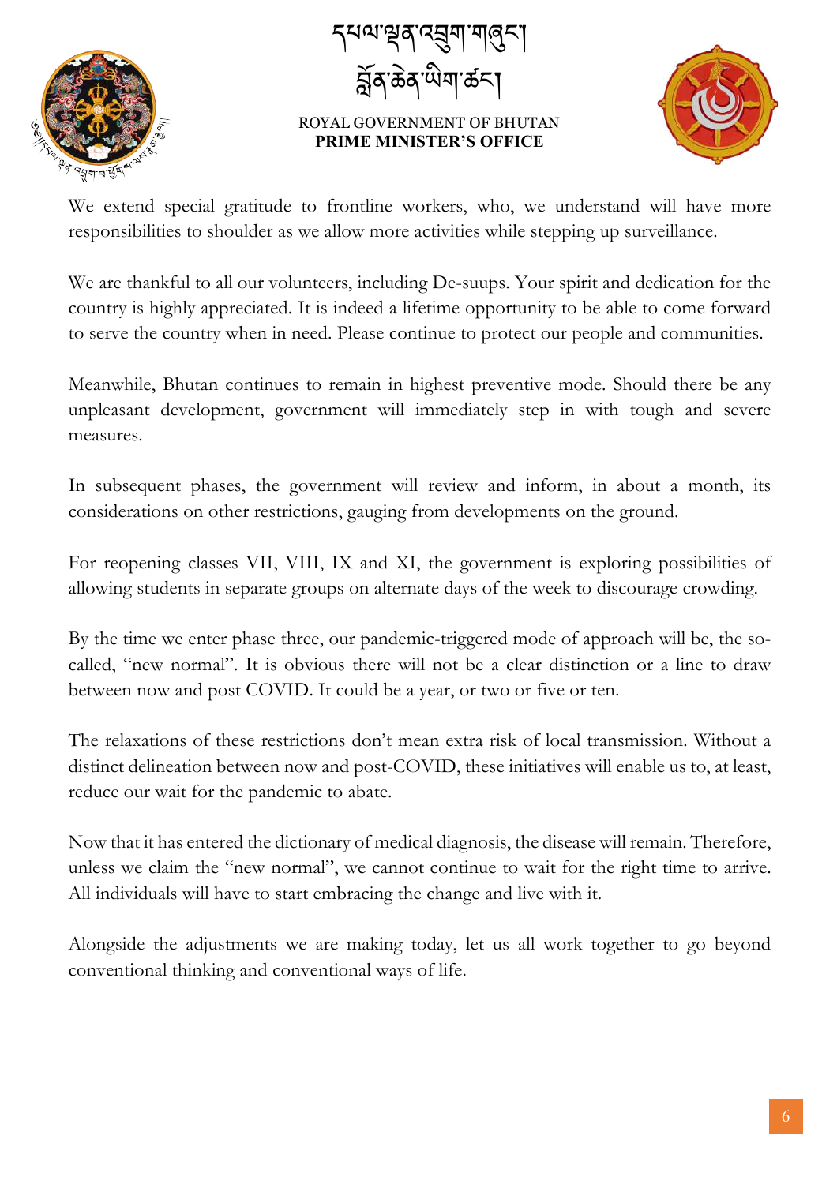We extend special gratitude to frontline workers, who, we understand will have more responsibilities to shoulder as we allow more activities while stepping up surveillance.

We are thankful to all our volunteers, including De-suups. Your spirit and dedication for the country is highly appreciated. It is indeed a lifetime opportunity to be able to come forward to serve the country when in need. Please continue to protect our people and communities.

Meanwhile, Bhutan continues to remain in highest preventive mode. Should there be any unpleasant development, government will immediately step in with tough and severe measures.

In subsequent phases, the government will review and inform, in about a month, its considerations on other restrictions, gauging from developments on the ground.

For reopening classes VII, VIII, IX and XI, the government is exploring possibilities of allowing students in separate groups on alternate days of the week to discourage crowding.

By the time we enter phase three, our pandemic-triggered mode of approach will be, the so-called, "new normal". It is obvious there will not be a clear distinction or a line to draw between now and post COVID. It could be a year, or two or five or ten.

The relaxations of these restrictions don't mean extra risk of local transmission. Without a distinct delineation between now and post-COVID, these initiatives will enable us to, at least, reduce our wait for the pandemic to abate.

Now that it has entered the dictionary of medical diagnosis, the disease will remain. Therefore, unless we claim the "new normal", we cannot continue to wait for the right time to arrive. All individuals will have to start embracing the change and live with it.

Alongside the adjustments we are making today, let us all work together to go beyond conventional thinking and conventional ways of life.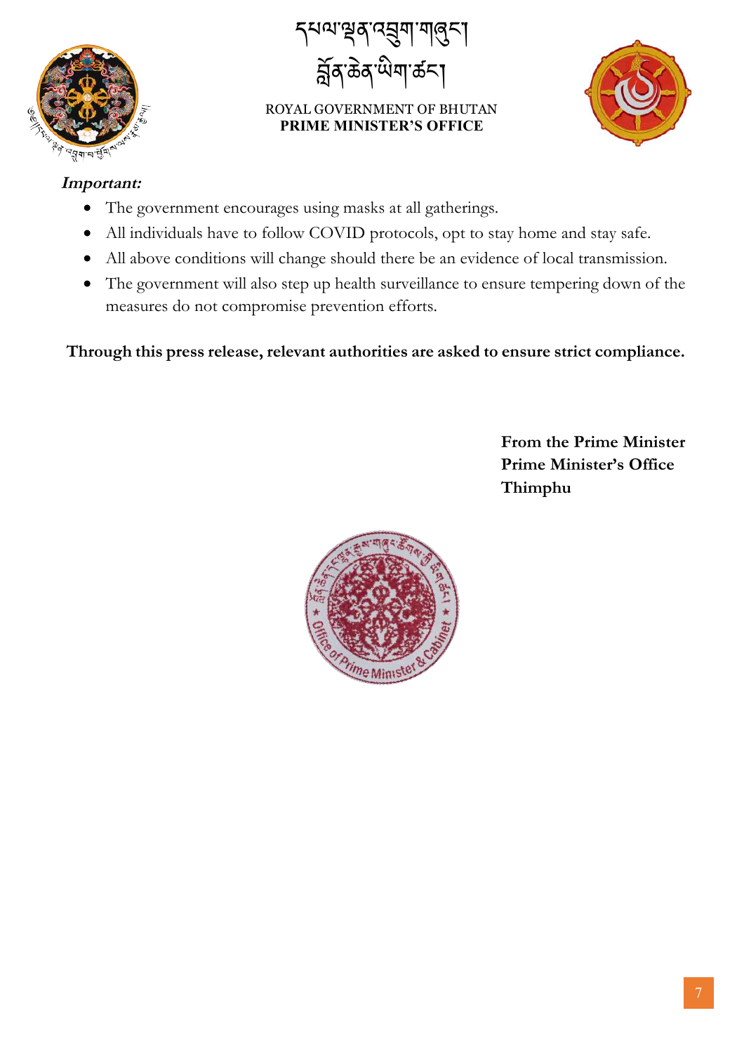**Important:**

- The government encourages using masks at all gatherings.
- All individuals have to follow COVID protocols, opt to stay home and stay safe.
- All above conditions will change should there be an evidence of local transmission.
- The government will also step up health surveillance to ensure tempering down of the measures do not compromise prevention efforts.

**Through this press release, relevant authorities are asked to ensure strict compliance.**

**From the Prime Minister**
**Prime Minister's Office**
**Thimphu**